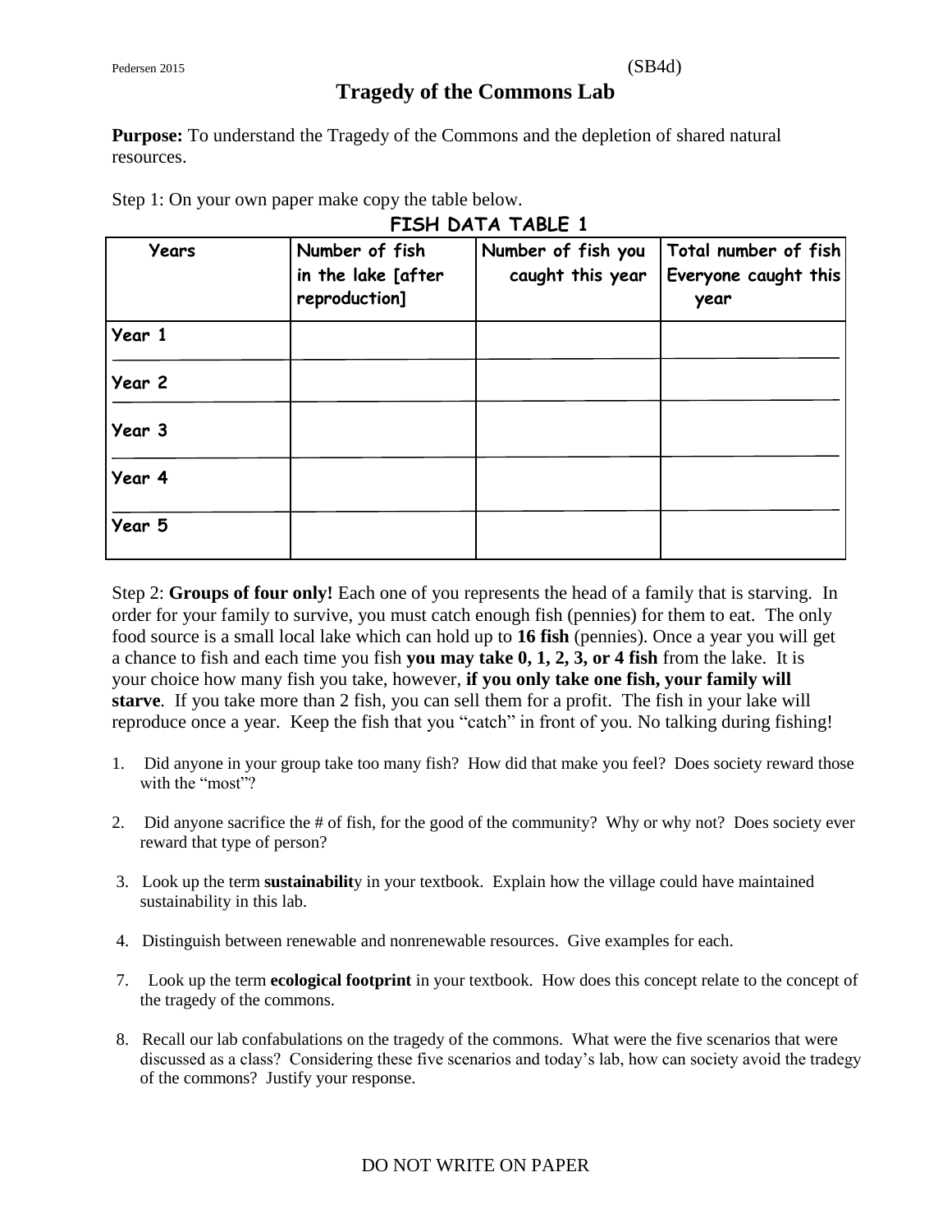Pedersen 2015 (SB4d)

# Tragedy of the Commons Lab

**Purpose:** To understand the Tragedy of the Commons and the depletion of shared natural resources.

Step 1: On your own paper make copy the table below.

**FISH DATA TABLE 1**

| Years | Number of fish in the lake [after reproduction] | Number of fish you caught this year | Total number of fish Everyone caught this year |
|---|---|---|---|
| Year 1 | | | |
| Year 2 | | | |
| Year 3 | | | |
| Year 4 | | | |
| Year 5 | | | |

Step 2: **Groups of four only!** Each one of you represents the head of a family that is starving. In order for your family to survive, you must catch enough fish (pennies) for them to eat. The only food source is a small local lake which can hold up to **16 fish** (pennies). Once a year you will get a chance to fish and each time you fish **you may take 0, 1, 2, 3, or 4 fish** from the lake. It is your choice how many fish you take, however, **if you only take one fish, your family will starve**. If you take more than 2 fish, you can sell them for a profit. The fish in your lake will reproduce once a year. Keep the fish that you "catch" in front of you. No talking during fishing!

1. Did anyone in your group take too many fish? How did that make you feel? Does society reward those with the "most"?
2. Did anyone sacrifice the # of fish, for the good of the community? Why or why not? Does society ever reward that type of person?
3. Look up the term **sustainabilit**y in your textbook. Explain how the village could have maintained sustainability in this lab.
4. Distinguish between renewable and nonrenewable resources. Give examples for each.
7. Look up the term **ecological footprint** in your textbook. How does this concept relate to the concept of the tragedy of the commons.
8. Recall our lab confabulations on the tragedy of the commons. What were the five scenarios that were discussed as a class? Considering these five scenarios and today's lab, how can society avoid the tradegy of the commons? Justify your response.

DO NOT WRITE ON PAPER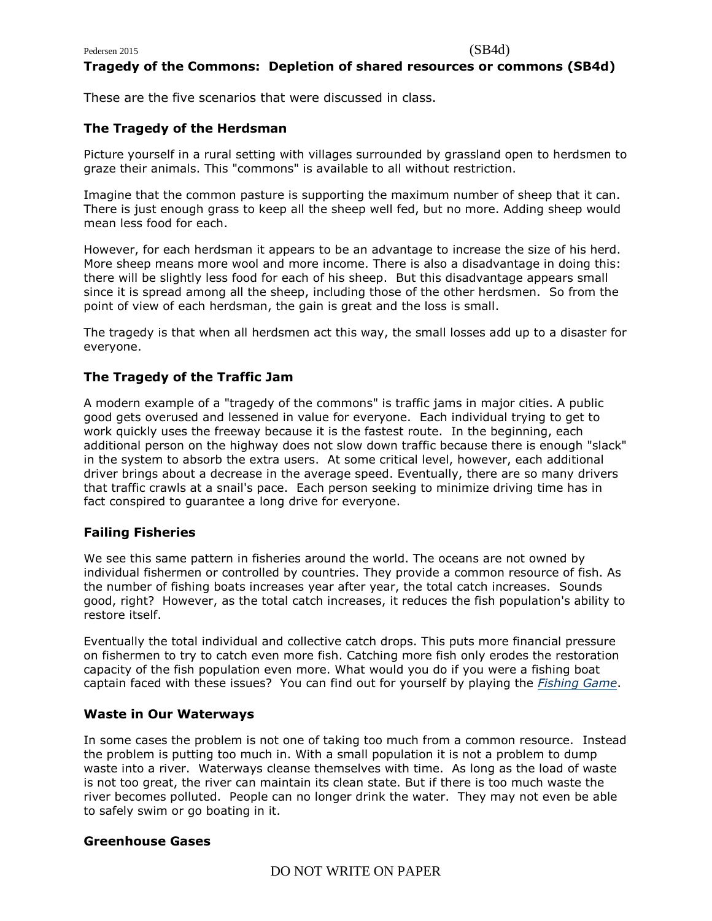## Tragedy of the Commons: Depletion of shared resources or commons (SB4d)

These are the five scenarios that were discussed in class.

### The Tragedy of the Herdsman

Picture yourself in a rural setting with villages surrounded by grassland open to herdsmen to graze their animals. This "commons" is available to all without restriction.

Imagine that the common pasture is supporting the maximum number of sheep that it can. There is just enough grass to keep all the sheep well fed, but no more. Adding sheep would mean less food for each.

However, for each herdsman it appears to be an advantage to increase the size of his herd. More sheep means more wool and more income. There is also a disadvantage in doing this: there will be slightly less food for each of his sheep. But this disadvantage appears small since it is spread among all the sheep, including those of the other herdsmen. So from the point of view of each herdsman, the gain is great and the loss is small.

The tragedy is that when all herdsmen act this way, the small losses add up to a disaster for everyone.

### The Tragedy of the Traffic Jam

A modern example of a "tragedy of the commons" is traffic jams in major cities. A public good gets overused and lessened in value for everyone. Each individual trying to get to work quickly uses the freeway because it is the fastest route. In the beginning, each additional person on the highway does not slow down traffic because there is enough "slack" in the system to absorb the extra users. At some critical level, however, each additional driver brings about a decrease in the average speed. Eventually, there are so many drivers that traffic crawls at a snail's pace. Each person seeking to minimize driving time has in fact conspired to guarantee a long drive for everyone.

### Failing Fisheries

We see this same pattern in fisheries around the world. The oceans are not owned by individual fishermen or controlled by countries. They provide a common resource of fish. As the number of fishing boats increases year after year, the total catch increases. Sounds good, right? However, as the total catch increases, it reduces the fish population's ability to restore itself.

Eventually the total individual and collective catch drops. This puts more financial pressure on fishermen to try to catch even more fish. Catching more fish only erodes the restoration capacity of the fish population even more. What would you do if you were a fishing boat captain faced with these issues? You can find out for yourself by playing the *Fishing Game*.

### Waste in Our Waterways

In some cases the problem is not one of taking too much from a common resource. Instead the problem is putting too much in. With a small population it is not a problem to dump waste into a river. Waterways cleanse themselves with time. As long as the load of waste is not too great, the river can maintain its clean state. But if there is too much waste the river becomes polluted. People can no longer drink the water. They may not even be able to safely swim or go boating in it.

### Greenhouse Gases

DO NOT WRITE ON PAPER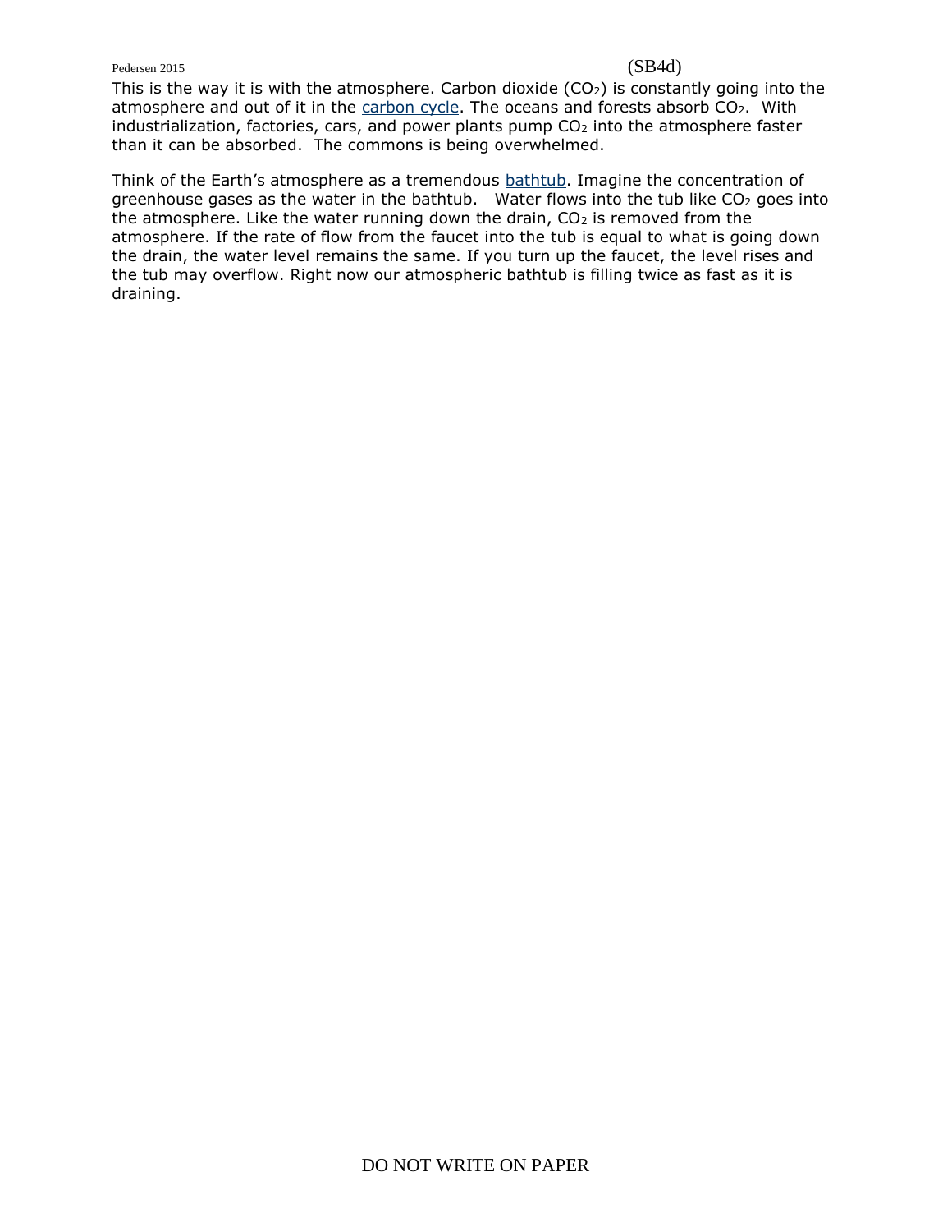This is the way it is with the atmosphere. Carbon dioxide ($CO_2$) is constantly going into the atmosphere and out of it in the carbon cycle. The oceans and forests absorb $CO_2$. With industrialization, factories, cars, and power plants pump $CO_2$ into the atmosphere faster than it can be absorbed. The commons is being overwhelmed.

Think of the Earth's atmosphere as a tremendous bathtub. Imagine the concentration of greenhouse gases as the water in the bathtub. Water flows into the tub like $CO_2$ goes into the atmosphere. Like the water running down the drain, $CO_2$ is removed from the atmosphere. If the rate of flow from the faucet into the tub is equal to what is going down the drain, the water level remains the same. If you turn up the faucet, the level rises and the tub may overflow. Right now our atmospheric bathtub is filling twice as fast as it is draining.